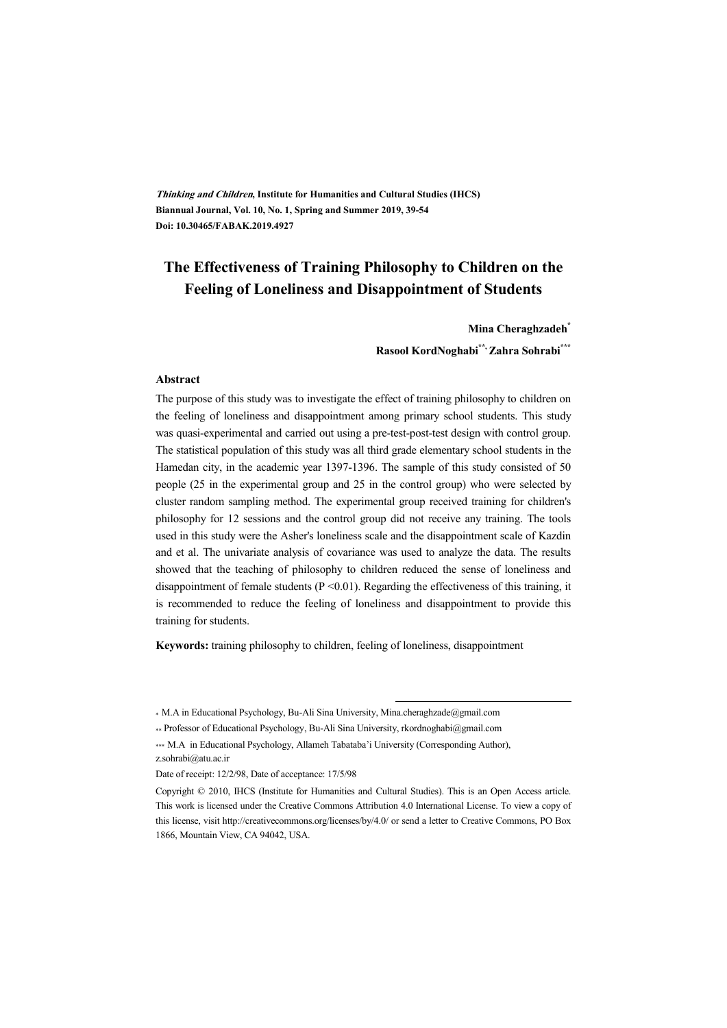# The Effectiveness of Training Philosophy to Children on the Feeling of Loneliness and Disappointment of Students

**Mina Cheraghzadeh**[*]

**Rasool KordNoghabi**[**], **Zahra Sohrabi**[***]

### Abstract

The purpose of this study was to investigate the effect of training philosophy to children on the feeling of loneliness and disappointment among primary school students. This study was quasi-experimental and carried out using a pre-test-post-test design with control group. The statistical population of this study was all third grade elementary school students in the Hamedan city, in the academic year 1397-1396. The sample of this study consisted of 50 people (25 in the experimental group and 25 in the control group) who were selected by cluster random sampling method. The experimental group received training for children's philosophy for 12 sessions and the control group did not receive any training. The tools used in this study were the Asher's loneliness scale and the disappointment scale of Kazdin and et al. The univariate analysis of covariance was used to analyze the data. The results showed that the teaching of philosophy to children reduced the sense of loneliness and disappointment of female students ($P < 0.01$). Regarding the effectiveness of this training, it is recommended to reduce the feeling of loneliness and disappointment to provide this training for students.

**Keywords:** training philosophy to children, feeling of loneliness, disappointment

---

[*] M.A in Educational Psychology, Bu-Ali Sina University, Mina.cheraghzade@gmail.com

[**] Professor of Educational Psychology, Bu-Ali Sina University, rkordnoghabi@gmail.com

[***] M.A in Educational Psychology, Allameh Tabataba'i University (Corresponding Author), z.sohrabi@atu.ac.ir

Date of receipt: 12/2/98, Date of acceptance: 17/5/98

Copyright © 2010, IHCS (Institute for Humanities and Cultural Studies). This is an Open Access article. This work is licensed under the Creative Commons Attribution 4.0 International License. To view a copy of this license, visit http://creativecommons.org/licenses/by/4.0/ or send a letter to Creative Commons, PO Box 1866, Mountain View, CA 94042, USA.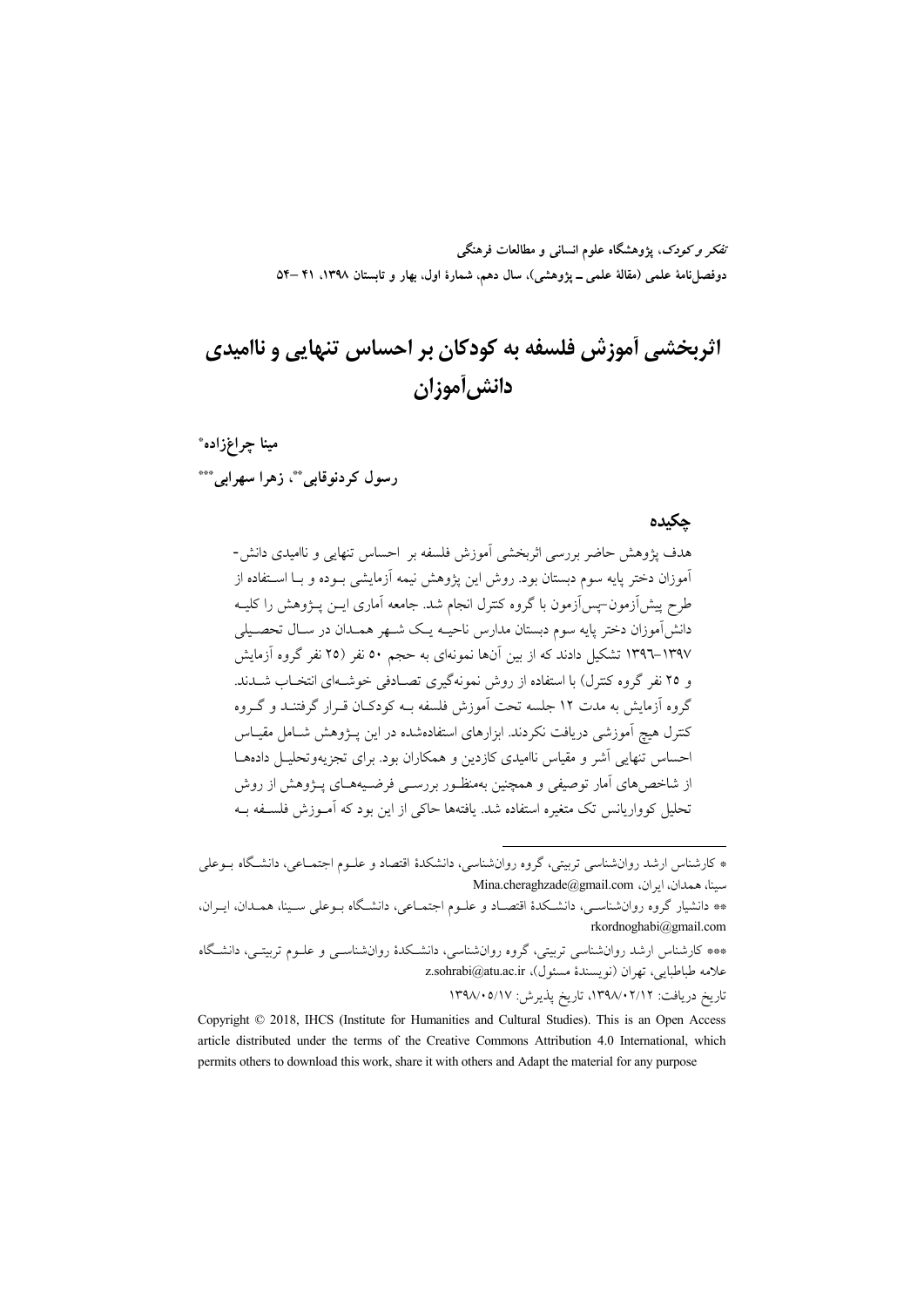*تفکر و کودک*، پژوهشگاه علوم انسانی و مطالعات فرهنگی
دوفصل‌نامهٔ علمی (مقالهٔ علمی ـ پژوهشی)، سال دهم، شمارهٔ اول، بهار و تابستان ۱۳۹۸، ۴۱ –۵۴

# اثربخشی آموزش فلسفه به کودکان بر احساس تنهایی و ناامیدی دانش‌آموزان

**مینا چراغ‌زاده***

**رسول کردنوقابی**، زهرا سهرابی*****

## چکیده

هدف پژوهش حاضر بررسی اثربخشی آموزش فلسفه بر احساس تنهایی و ناامیدی دانش‌آموزان دختر پایه سوم دبستان بود. روش این پژوهش نیمه آزمایشی بوده و با استفاده از طرح پیش‌آزمون–پس‌آزمون با گروه کنترل انجام شد. جامعه آماری این پژوهش را کلیه دانش‌آموزان دختر پایه سوم دبستان مدارس ناحیه یک شهر همدان در سال تحصیلی ۱۳۹۶–۱۳۹۷ تشکیل دادند که از بین آن‌ها نمونه‌ای به حجم ۵۰ نفر (۲۵ نفر گروه آزمایش و ۲۵ نفر گروه کنترل) با استفاده از روش نمونه‌گیری تصادفی خوشه‌ای انتخاب شدند. گروه آزمایش به مدت ۱۲ جلسه تحت آموزش فلسفه به کودکان قرار گرفتند و گروه کنترل هیچ آموزشی دریافت نکردند. ابزارهای استفاده‌شده در این پژوهش شامل مقیاس احساس تنهایی آشر و مقیاس ناامیدی کازدین و همکاران بود. برای تجزیه‌وتحلیل داده‌ها از شاخص‌های آمار توصیفی و همچنین به‌منظور بررسی فرضیه‌های پژوهش از روش تحلیل کوواریانس تک متغیره استفاده شد. یافته‌ها حاکی از این بود که آموزش فلسفه به

---

* کارشناس ارشد روان‌شناسی تربیتی، گروه روان‌شناسی، دانشکدهٔ اقتصاد و علوم اجتماعی، دانشگاه بوعلی سینا، همدان، ایران، Mina.cheraghzade@gmail.com

** دانشیار گروه روان‌شناسی، دانشکدهٔ اقتصاد و علوم اجتماعی، دانشگاه بوعلی سینا، همدان، ایران، rkordnoghabi@gmail.com

*** کارشناس ارشد روان‌شناسی تربیتی، گروه روان‌شناسی، دانشکدهٔ روان‌شناسی و علوم تربیتی، دانشگاه علامه طباطبایی، تهران (نویسندهٔ مسئول)، z.sohrabi@atu.ac.ir

تاریخ دریافت: ۱۳۹۸/۰۲/۱۲، تاریخ پذیرش: ۱۳۹۸/۰۵/۱۷

Copyright © 2018, IHCS (Institute for Humanities and Cultural Studies). This is an Open Access article distributed under the terms of the Creative Commons Attribution 4.0 International, which permits others to download this work, share it with others and Adapt the material for any purpose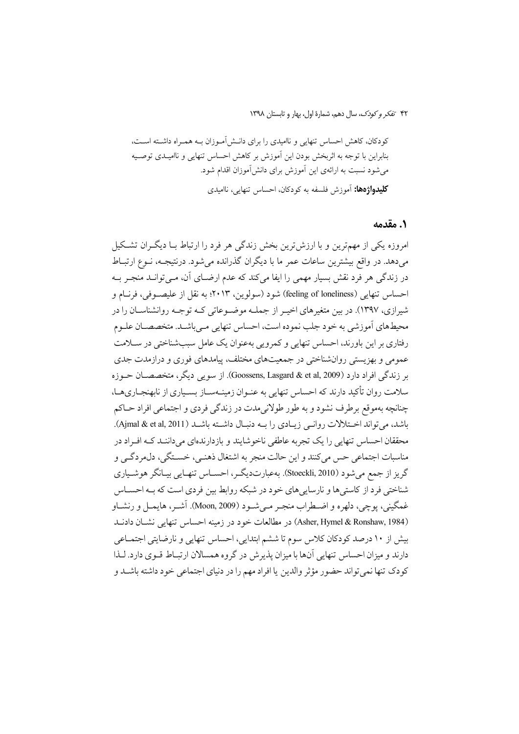کودکان، کاهش احساس تنهایی و ناامیدی را برای دانش‌آموزان بـه همـراه داشـته اسـت، بنابراین با توجه به اثربخش بودن این آموزش بر کاهش احساس تنهایی و ناامیـدی توصـیه می‌شود نسبت به ارائه‌ی این آموزش برای دانش‌آموزان اقدام شود.

**کلیدواژه‌ها:** آموزش فلسفه به کودکان، احساس تنهایی، ناامیدی

## ۱. مقدمه

امروزه یکی از مهم‌ترین و با ارزش‌ترین بخش زندگی هر فرد را ارتباط بـا دیگـران تشـکیل می‌دهد. در واقع بیشترین ساعات عمر ما با دیگران گذرانده می‌شود. درنتیجـه، نـوع ارتبـاط در زندگی هر فرد نقش بسیار مهمی را ایفا می‌کند که عدم ارضـای آن، مـی‌توانـد منجـر بـه احساس تنهایی (feeling of loneliness) شود (سولوین، ۲۰۱۳؛ به نقل از علیصـوفی، فرنـام و شیرازی، ۱۳۹۷). در بین متغیرهای اخیـر از جملـه موضـوعاتی کـه توجـه روانشناسـان را در محیط‌های آموزشی به خود جلب نموده است، احساس تنهایی مـی‌باشـد. متخصصـان علـوم رفتاری بر این باورند، احساس تنهایی و کمرویی به‌عنوان یک عامل سبب‌شناختی در سـلامت عمومی و بهزیستی روان‌شناختی در جمعیت‌های مختلف، پیامدهای فوری و درازمدت جدی بر زندگی افراد دارد (Goossens, Lasgard & et al, 2009). از سویی دیگر، متخصصـان حـوزه سلامت روان تأکید دارند که احساس تنهایی به عنـوان زمینـه‌سـاز بسـیاری از نابهنجـاری‌هـا، چنانچه به‌موقع برطرف نشود و به طور طولانی‌مدت در زندگی فردی و اجتماعی افراد حـاکم باشد، می‌تواند اخـتلالات روانـی زیـادی را بـه دنبـال داشـته باشـد (Ajmal & et al, 2011). محققان احساس تنهایی را یک تجربه عاطفی ناخوشایند و بازدارنده‌ای می‌داننـد کـه افـراد در مناسبات اجتماعی حس می‌کنند و این حالت منجر به اشتغال ذهنـی، خسـتگی، دل‌مردگـی و گریز از جمع می‌شود (Stoeckli, 2010). به‌عبارت‌دیگـر، احسـاس تنهـایی بیـانگر هوشـیاری شناختی فرد از کاستی‌ها و نارسایی‌های خود در شبکه روابط بین فردی است که بـه احسـاس غمگینی، پوچی، دلهره و اضـطراب منجـر مـی‌شـود (Moon, 2009). آشـر، هایمـل و رنشـاو (Asher, Hymel & Ronshaw, 1984) در مطالعات خود در زمینه احساس تنهایی نشـان دادنـد بیش از ۱۰ درصد کودکان کلاس سوم تا ششم ابتدایی، احساس تنهایی و نارضایتی اجتمـاعی دارند و میزان احساس تنهایی آن‌ها با میزان پذیرش در گروه همسالان ارتبـاط قـوی دارد. لـذا کودک تنها نمی‌تواند حضور مؤثر والدین یا افراد مهم را در دنیای اجتماعی خود داشته باشـد و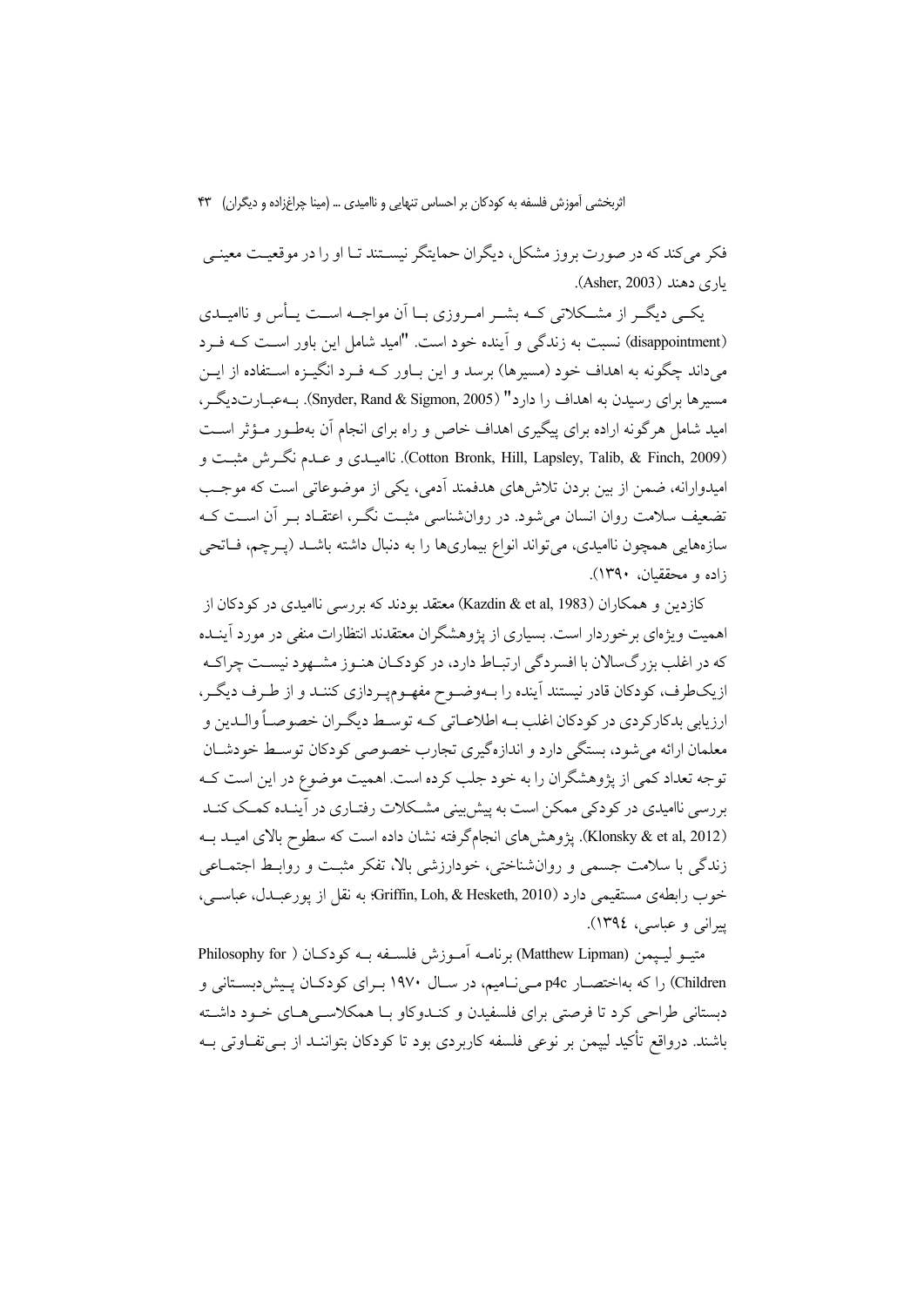فکر می‌کند که در صورت بروز مشکل، دیگران حمایتگر نیستند تا او را در موقعیت معینی یاری دهند (Asher, 2003).

یکی دیگر از مشکلاتی که بشر امروزی با آن مواجه است یأس و ناامیدی (disappointment) نسبت به زندگی و آینده خود است. "امید شامل این باور است که فرد می‌داند چگونه به اهداف خود (مسیرها) برسد و این باور که فرد انگیزه استفاده از این مسیرها برای رسیدن به اهداف را دارد" (Snyder, Rand & Sigmon, 2005). به‌عبارت‌دیگر، امید شامل هرگونه اراده برای پیگیری اهداف خاص و راه برای انجام آن به‌طور مؤثر است (Cotton Bronk, Hill, Lapsley, Talib, & Finch, 2009). ناامیدی و عدم نگرش مثبت و امیدوارانه، ضمن از بین بردن تلاش‌های هدفمند آدمی، یکی از موضوعاتی است که موجب تضعیف سلامت روان انسان می‌شود. در روانشناسی مثبت نگر، اعتقاد بر آن است که سازه‌هایی همچون ناامیدی، می‌تواند انواع بیماری‌ها را به دنبال داشته باشد (پرچم، فاتحی زاده و محققیان، ۱۳۹۰).

کازدین و همکاران (Kazdin & et al, 1983) معتقد بودند که بررسی ناامیدی در کودکان از اهمیت ویژه‌ای برخوردار است. بسیاری از پژوهشگران معتقدند انتظارات منفی در مورد آینده که در اغلب بزرگ‌سالان با افسردگی ارتباط دارد، در کودکان هنوز مشهود نیست چراکه ازیک‌طرف، کودکان قادر نیستند آینده را به‌وضوح مفهوم‌پردازی کنند و از طرف دیگر، ارزیابی بدکارکردی در کودکان اغلب به اطلاعاتی که توسط دیگران خصوصاً والدین و معلمان ارائه می‌شود، بستگی دارد و اندازه‌گیری تجارب خصوصی کودکان توسط خودشان توجه تعداد کمی از پژوهشگران را به خود جلب کرده است. اهمیت موضوع در این است که بررسی ناامیدی در کودکی ممکن است به پیش‌بینی مشکلات رفتاری در آینده کمک کند (Klonsky & et al, 2012). پژوهش‌های انجام‌گرفته نشان داده است که سطوح بالای امید به زندگی با سلامت جسمی و روان‌شناختی، خودارزشی بالا، تفکر مثبت و روابط اجتماعی خوب رابطه‌ی مستقیمی دارد (Griffin, Loh, & Hesketh, 2010؛ به نقل از پورعبدل، عباسی، پیرانی و عباسی، ۱۳۹٤).

متیو لیپمن (Matthew Lipman) برنامه آموزش فلسفه به کودکان (Philosophy for Children) را که به‌اختصار p4c می‌نامیم، در سال ۱۹۷۰ برای کودکان پیش‌دبستانی و دبستانی طراحی کرد تا فرصتی برای فلسفیدن و کندوکاو با همکلاسی‌های خود داشته باشند. درواقع تأکید لیپمن بر نوعی فلسفه کاربردی بود تا کودکان بتوانند از بی‌تفاوتی به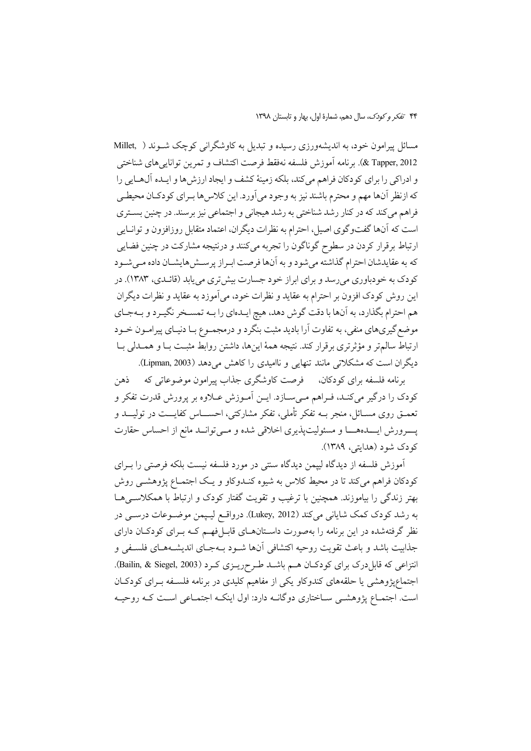مسائل پیرامون خود، به اندیشه‌ورزی رسیده و تبدیل به کاوشگرانی کوچک شوند (Millet, & Tapper, 2012). برنامه آموزش فلسفه نه‌فقط فرصت اکتشاف و تمرین توانایی‌های شناختی و ادراکی را برای کودکان فراهم می‌کند، بلکه زمینهٔ کشف و ایجاد ارزش‌ها و ایده آل‌هایی را که ازنظر آن‌ها مهم و محترم باشند نیز به وجود می‌آورد. این کلاس‌ها برای کودکان محیطی فراهم می‌کند که در کنار رشد شناختی به رشد هیجانی و اجتماعی نیز برسند. در چنین بستری است که آن‌ها گفت‌وگوی اصیل، احترام به نظرات دیگران، اعتماد متقابل روزافزون و توانایی ارتباط برقرار کردن در سطوح گوناگون را تجربه می‌کنند و درنتیجه مشارکت در چنین فضایی که به عقایدشان احترام گذاشته می‌شود و به آن‌ها فرصت ابراز پرسش‌هایشان داده می‌شود کودک به خودباوری می‌رسد و برای ابراز خود جسارت بیش‌تری می‌یابد (قائدی، ۱۳۸۳). در این روش کودک افزون بر احترام به عقاید و نظرات خود، می‌آموزد به عقاید و نظرات دیگران هم احترام بگذارد، به آن‌ها با دقت گوش دهد، هیچ ایده‌ای را به تمسخر نگیرد و به‌جای موضع‌گیری‌های منفی، به تفاوت آرا بادید مثبت بنگرد و درمجموع با دنیای پیرامون خود ارتباط سالم‌تر و مؤثرتری برقرار کند. نتیجه همهٔ این‌ها، داشتن روابط مثبت با و همدلی با دیگران است که مشکلاتی مانند تنهایی و ناامیدی را کاهش می‌دهد (Lipman, 2003).

برنامه فلسفه برای کودکان، فرصت کاوشگری جذاب پیرامون موضوعاتی که ذهن کودک را درگیر می‌کند، فراهم می‌سازد. این آموزش علاوه بر پرورش قدرت تفکر و تعمق روی مسائل، منجر به تفکر تأملی، تفکر مشارکتی، احساس کفایت در تولید و پرورش ایده‌ها و مسئولیت‌پذیری اخلاقی شده و می‌تواند مانع از احساس حقارت کودک شود (هدایتی، ۱۳۸۹).

آموزش فلسفه از دیدگاه لیپمن دیدگاه سنتی در مورد فلسفه نیست بلکه فرصتی را برای کودکان فراهم می‌کند تا در محیط کلاس به شیوه کندوکاو و یک اجتماع پژوهشی روش بهتر زندگی را بیاموزند. همچنین با ترغیب و تقویت گفتار کودک و ارتباط با همکلاسی‌ها به رشد کودک کمک شایانی می‌کند (Lukey, 2012). درواقع لیپمن موضوعات درسی در نظر گرفته‌شده در این برنامه را به‌صورت داستان‌های قابل‌فهم که برای کودکان دارای جذابیت باشد و باعث تقویت روحیه اکتشافی آن‌ها شود به‌جای اندیشه‌های فلسفی و انتزاعی که قابل‌درک برای کودکان هم باشد طرح‌ریزی کرد (Bailin, & Siegel, 2003). اجتماع‌پژوهشی یا حلقه‌های کندوکاو یکی از مفاهیم کلیدی در برنامه فلسفه برای کودکان است. اجتماع پژوهشی ساختاری دوگانه دارد: اول اینکه اجتماعی است که روحیه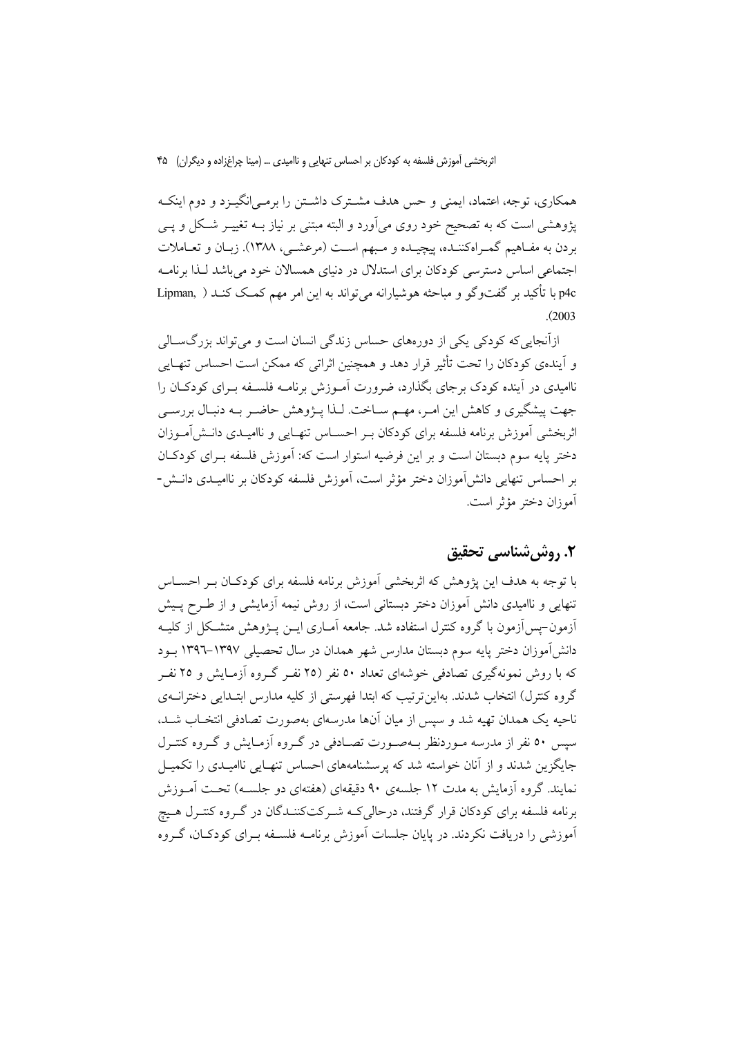همکاری، توجه، اعتماد، ایمنی و حس هدف مشترک داشتن را برمی‌انگیزد و دوم اینکه پژوهشی است که به تصحیح خود روی می‌آورد و البته مبتنی بر نیاز به تغییر شکل و پی بردن به مفاهیم گمراه‌کننده، پیچیده و مبهم است (مرعشی، ۱۳۸۸). زبان و تعاملات اجتماعی اساس دسترسی کودکان برای استدلال در دنیای همسالان خود می‌باشد لذا برنامه p4c با تأکید بر گفت‌وگو و مباحثه هوشیارانه می‌تواند به این امر مهم کمک کند (Lipman, 2003).

ازآنجایی‌که کودکی یکی از دوره‌های حساس زندگی انسان است و می‌تواند بزرگسالی و آینده‌ی کودکان را تحت تأثیر قرار دهد و همچنین اثراتی که ممکن است احساس تنهایی ناامیدی در آینده کودک برجای بگذارد، ضرورت آموزش برنامه فلسفه برای کودکان را جهت پیشگیری و کاهش این امر، مهم ساخت. لذا پژوهش حاضر به دنبال بررسی اثربخشی آموزش برنامه فلسفه برای کودکان بر احساس تنهایی و ناامیدی دانش‌آموزان دختر پایه سوم دبستان است و بر این فرضیه استوار است که: آموزش فلسفه برای کودکان بر احساس تنهایی دانش‌آموزان دختر مؤثر است، آموزش فلسفه کودکان بر ناامیدی دانش-آموزان دختر مؤثر است.

## ۲. روش‌شناسی تحقیق

با توجه به هدف این پژوهش که اثربخشی آموزش برنامه فلسفه برای کودکان بر احساس تنهایی و ناامیدی دانش آموزان دختر دبستانی است، از روش نیمه آزمایشی و از طرح پیش آزمون–پس‌آزمون با گروه کنترل استفاده شد. جامعه آماری این پژوهش متشکل از کلیه دانش‌آموزان دختر پایه سوم دبستان مدارس شهر همدان در سال تحصیلی ۱۳۹۷–۱۳۹۶ بود که با روش نمونه‌گیری تصادفی خوشه‌ای تعداد ۵۰ نفر (۲۵ نفر گروه آزمایش و ۲۵ نفر گروه کنترل) انتخاب شدند. به‌این‌ترتیب که ابتدا فهرستی از کلیه مدارس ابتدایی دخترانه‌ی ناحیه یک همدان تهیه شد و سپس از میان آن‌ها مدرسه‌ای به‌صورت تصادفی انتخاب شد، سپس ۵۰ نفر از مدرسه موردنظر به‌صورت تصادفی در گروه آزمایش و گروه کنترل جایگزین شدند و از آنان خواسته شد که پرسشنامه‌های احساس تنهایی ناامیدی را تکمیل نمایند. گروه آزمایش به مدت ۱۲ جلسه‌ی ۹۰ دقیقه‌ای (هفته‌ای دو جلسه) تحت آموزش برنامه فلسفه برای کودکان قرار گرفتند، درحالی‌که شرکت‌کنندگان در گروه کنترل هیچ آموزشی را دریافت نکردند. در پایان جلسات آموزش برنامه فلسفه برای کودکان، گروه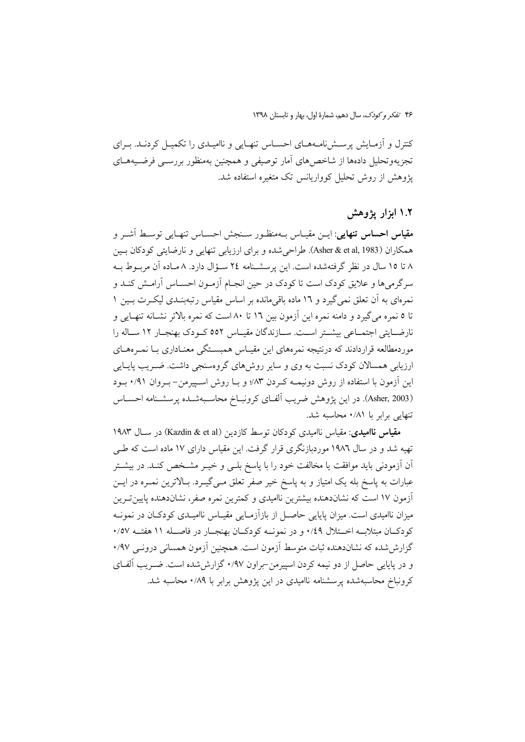کنترل و آزمایش پرسش‌نامه‌های احساس تنهایی و ناامیدی را تکمیل کردند. برای تجزیه‌وتحلیل داده‌ها از شاخص‌های آمار توصیفی و همچنین به‌منظور بررسی فرضیه‌های پژوهش از روش تحلیل کوواریانس تک متغیره استفاده شد.

## ۱.۲ ابزار پژوهش

**مقیاس احساس تنهایی**: این مقیاس به‌منظور سنجش احساس تنهایی توسط آشر و همکاران (Asher & et al, 1983). طراحی‌شده و برای ارزیابی تنهایی و نارضایتی کودکان بین ۸ تا ۱۵ سال در نظر گرفته‌شده است. این پرسشنامه ۲۴ سؤال دارد. ۸ ماده آن مربوط به سرگرمی‌ها و علایق کودک است تا کودک در حین انجام آزمون احساس آرامش کند و نمره‌ای به آن تعلق نمی‌گیرد و ۱۶ ماده باقی‌مانده بر اساس مقیاس رتبه‌بندی لیکرت بین ۱ تا ۵ نمره می‌گیرد و دامنه نمره این آزمون بین ۱۶ تا ۸۰ است که نمره بالاتر نشانه تنهایی و نارضایتی اجتماعی بیشتر است. سازندگان مقیاس ۵۵۲ کودک بهنجار ۱۲ ساله را موردمطالعه قراردادند که درنتیجه نمره‌های این مقیاس همبستگی معناداری با نمره‌های ارزیابی همسالان کودک نسبت به وی و سایر روش‌های گروه‌سنجی داشت. ضریب پایایی این آزمون با استفاده از روش دونیمه کردن ۸۳٪ و با روش اسپیرمن- براون ۰/۹۱ بود (Asher, 2003). در این پژوهش ضریب آلفای کرونباخ محاسبه‌شده پرسشنامه احساس تنهایی برابر با ۰/۸۱ محاسبه شد.

**مقیاس ناامیدی**: مقیاس ناامیدی کودکان توسط کازدین (Kazdin & et al) در سال ۱۹۸۳ تهیه شد و در سال ۱۹۸۶ موردبازنگری قرار گرفت. این مقیاس دارای ۱۷ ماده است که طی آن آزمودنی باید موافقت یا مخالفت خود را با پاسخ بلی و خیر مشخص کند. در بیشتر عبارات به پاسخ بله یک امتیاز و به پاسخ خیر صفر تعلق می‌گیرد. بالاترین نمره در این آزمون ۱۷ است که نشان‌دهنده بیشترین ناامیدی و کمترین نمره صفر، نشان‌دهنده پایین‌ترین میزان ناامیدی است. میزان پایایی حاصل از بازآزمایی مقیاس ناامیدی کودکان در نمونه کودکان مبتلابه اختلال ۰/۴۹ و در نمونه کودکان بهنجار در فاصله ۱۱ هفته ۰/۵۷ گزارش‌شده که نشان‌دهنده ثبات متوسط آزمون است. همچنین آزمون همسانی درونی ۰/۹۷ و در پایایی حاصل از دو نیمه کردن اسپیرمن-براون ۰/۹۷ گزارش‌شده است. ضریب آلفای کرونباخ محاسبه‌شده پرسشنامه ناامیدی در این پژوهش برابر با ۰/۸۹ محاسبه شد.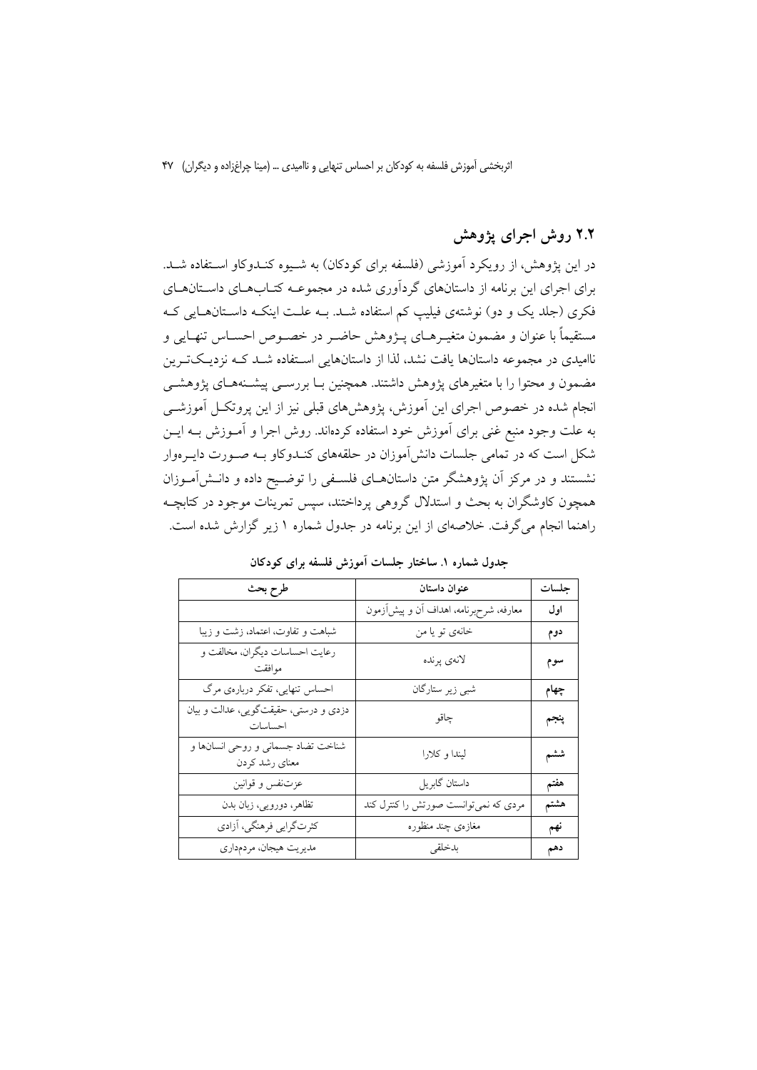## ۲.۲ روش اجرای پژوهش

در این پژوهش، از رویکرد آموزشی (فلسفه برای کودکان) به شیوه کندوکاو استفاده شد. برای اجرای این برنامه از داستان‌های گردآوری شده در مجموعه کتاب‌های داستان‌های فکری (جلد یک و دو) نوشته‌ی فیلیپ کم استفاده شد. به علت اینکه داستان‌هایی که مستقیماً با عنوان و مضمون متغیرهای پژوهش حاضر در خصوص احساس تنهایی و ناامیدی در مجموعه داستان‌ها یافت نشد، لذا از داستان‌هایی استفاده شد که نزدیک‌ترین مضمون و محتوا را با متغیرهای پژوهش داشتند. همچنین با بررسی پیشنه‌های پژوهشی انجام شده در خصوص اجرای این آموزش، پژوهش‌های قبلی نیز از این پروتکل آموزشی به علت وجود منبع غنی برای آموزش خود استفاده کرده‌اند. روش اجرا و آموزش به این شکل است که در تمامی جلسات دانش‌آموزان در حلقه‌های کندوکاو به صورت دایره‌وار نشستند و در مرکز آن پژوهشگر متن داستان‌های فلسفی را توضیح داده و دانش‌آموزان همچون کاوشگران به بحث و استدلال گروهی پرداختند، سپس تمرینات موجود در کتابچه راهنما انجام می‌گرفت. خلاصه‌ای از این برنامه در جدول شماره ۱ زیر گزارش شده است.

**جدول شماره ۱. ساختار جلسات آموزش فلسفه برای کودکان**

| جلسات | عنوان داستان | طرح بحث |
|---|---|---|
| **اول** | معارفه، شرح‌برنامه، اهداف آن و پیش‌آزمون | |
| **دوم** | خانه‌ی تو یا من | شباهت و تفاوت، اعتماد، زشت و زیبا |
| **سوم** | لانه‌ی پرنده | رعایت احساسات دیگران، مخالفت و موافقت |
| **چهام** | شبی زیر ستارگان | احساس تنهایی، تفکر درباره‌ی مرگ |
| **پنجم** | چاقو | دزدی و درستی، حقیقت‌گویی، عدالت و بیان احساسات |
| **ششم** | لیندا و کلارا | شناخت تضاد جسمانی و روحی انسان‌ها و معنای رشد کردن |
| **هفتم** | داستان گابریل | عزت‌نفس و قوانین |
| **هشتم** | مردی که نمی‌توانست صورتش را کنترل کند | تظاهر، دورویی، زبان بدن |
| **نهم** | مغازه‌ی چند منظوره | کثرت‌گرایی فرهنگی، آزادی |
| **دهم** | بدخلقی | مدیریت هیجان، مردم‌داری |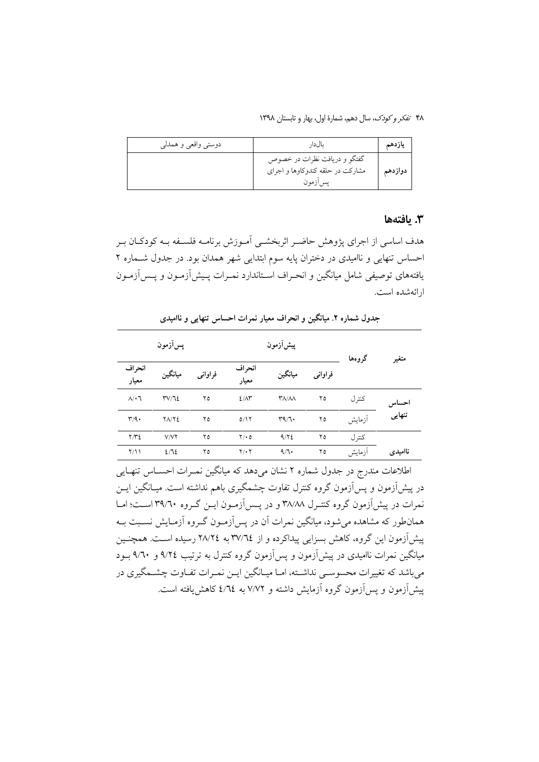| یازدهم | بالدار | دوستی واقعی و همدلی |
|---|---|---|
| دوازدهم | گفتگو و دریافت نظرات در خصوص مشارکت در حلقه کندوکاوها و اجرای پس‌آزمون | |

## ۳. یافته‌ها

هدف اساسی از اجرای پژوهش حاضر اثربخشی آموزش برنامه فلسفه به کودکان بر احساس تنهایی و ناامیدی در دختران پایه سوم ابتدایی شهر همدان بود. در جدول شماره ۲ یافته‌های توصیفی شامل میانگین و انحراف استاندارد نمرات پیش‌آزمون و پس‌آزمون ارائه‌شده است.

**جدول شماره ۲. میانگین و انحراف معیار نمرات احساس تنهایی و ناامیدی**

| متغیر | گروه‌ها | پیش‌آزمون | | | پس‌آزمون | | |
|---|---|---|---|---|---|---|---|
| | | فراوانی | میانگین | انحراف معیار | فراوانی | میانگین | انحراف معیار |
| احساس تنهایی | کنترل | ۲۵ | ۳۸/۸۸ | ٤/۸۳ | ۲۵ | ۳۷/٦٤ | ۸/۰٦ |
| | آزمایش | ۲۵ | ۳۹/٦۰ | ۵/۱۲ | ۲۵ | ۲۸/۲٤ | ۳/۹۰ |
| ناامیدی | کنترل | ۲۵ | ۹/۲٤ | ۲/۰۵ | ۲۵ | ۷/۷۲ | ۲/۳٤ |
| | آزمایش | ۲۵ | ۹/٦۰ | ۲/۰۲ | ۲۵ | ٤/٦٤ | ۲/۱۱ |

اطلاعات مندرج در جدول شماره ۲ نشان می‌دهد که میانگین نمرات احساس تنهایی در پیش‌آزمون و پس‌آزمون گروه کنترل تفاوت چشمگیری باهم نداشته است. میانگین این نمرات در پیش‌آزمون گروه کنترل ۳۸/۸۸ و در پس‌آزمون این گروه ۳۹/٦۰ است؛ اما همان‌طور که مشاهده می‌شود، میانگین نمرات آن در پس‌آزمون گروه آزمایش نسبت به پیش‌آزمون این گروه، کاهش بسزایی پیداکرده و از ۳۷/٦٤ به ۲۸/۲٤ رسیده است. همچنین میانگین نمرات ناامیدی در پیش‌آزمون و پس‌آزمون گروه کنترل به ترتیب ۹/۲٤ و ۹/٦۰ بود می‌باشد که تغییرات محسوسی نداشته، اما میانگین این نمرات تفاوت چشمگیری در پیش‌آزمون و پس‌آزمون گروه آزمایش داشته و ۷/۷۲ به ٤/٦٤ کاهش‌یافته است.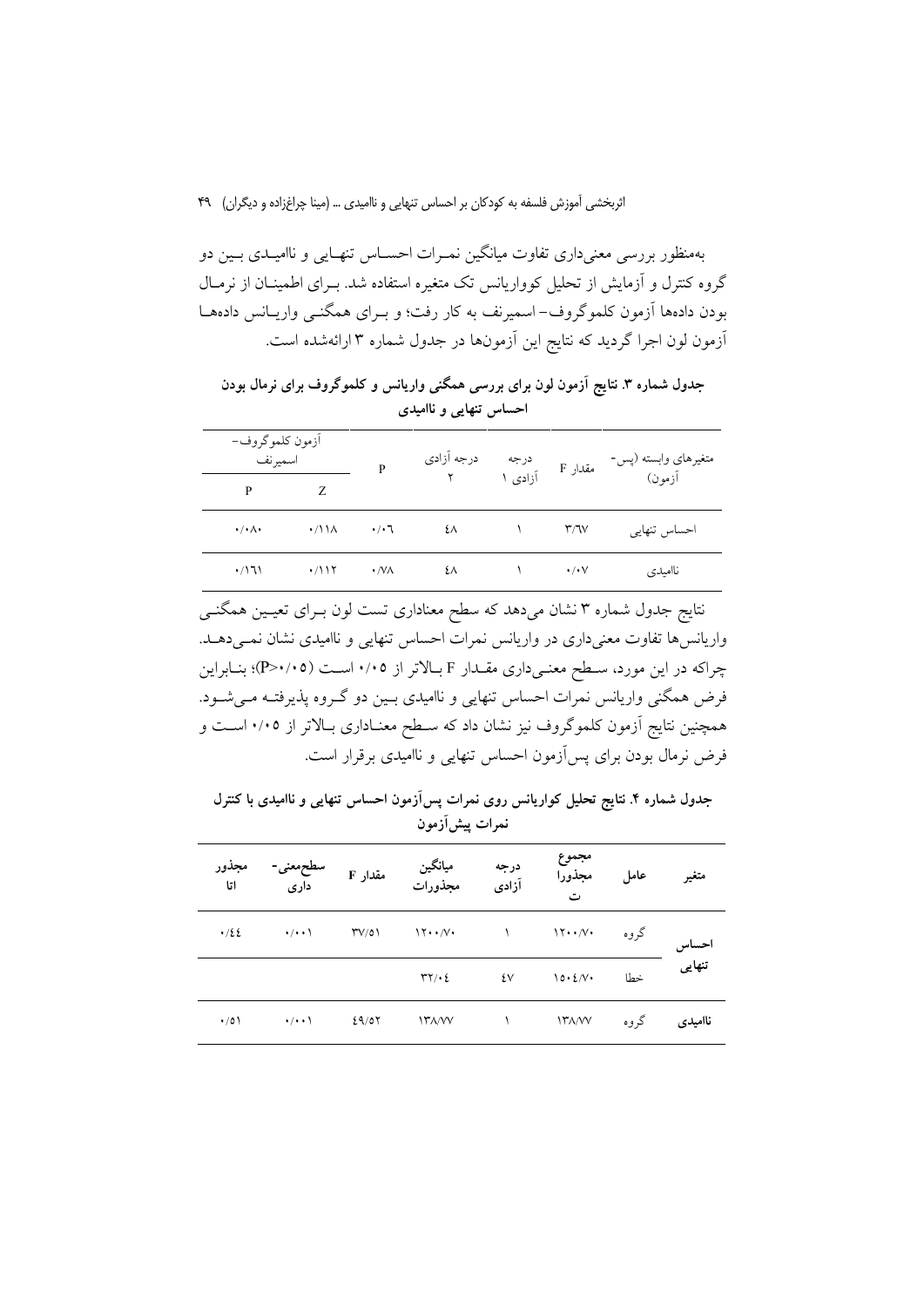به‌منظور بررسی معنی‌داری تفاوت میانگین نمرات احساس تنهایی و ناامیدی بین دو گروه کنترل و آزمایش از تحلیل کوواریانس تک متغیره استفاده شد. برای اطمینان از نرمال بودن داده‌ها آزمون کلموگروف- اسمیرنف به کار رفت؛ و برای همگنی واریانس داده‌ها آزمون لون اجرا گردید که نتایج این آزمون‌ها در جدول شماره ۳ ارائه‌شده است.

**جدول شماره ۳. نتایج آزمون لون برای بررسی همگنی واریانس و کلموگروف برای نرمال بودن احساس تنهایی و ناامیدی**

| متغیرهای وابسته (پس- آزمون) | مقدار F | درجه آزادی ۱ | درجه آزادی ۲ | P | آزمون کلموگروف- اسمیرنف Z | آزمون کلموگروف- اسمیرنف P |
|---|---|---|---|---|---|---|
| احساس تنهایی | ۳/٦۷ | ۱ | ٤۸ | ۰/۰٦ | ۰/۱۱۸ | ۰/۰۸۰ |
| ناامیدی | ۰/۰۷ | ۱ | ٤۸ | ۰/۷۸ | ۰/۱۱۲ | ۰/۱٦۱ |

نتایج جدول شماره ۳ نشان می‌دهد که سطح معناداری تست لون برای تعیین همگنی واریانس‌ها تفاوت معنی‌داری در واریانس نمرات احساس تنهایی و ناامیدی نشان نمی‌دهد. چراکه در این مورد، سطح معنی‌داری مقدار F بالاتر از ۰/۰۵ است (P>۰/۰۵)؛ بنابراین فرض همگنی واریانس نمرات احساس تنهایی و ناامیدی بین دو گروه پذیرفته می‌شود. همچنین نتایج آزمون کلموگروف نیز نشان داد که سطح معناداری بالاتر از ۰/۰۵ است و فرض نرمال بودن برای پس‌آزمون احساس تنهایی و ناامیدی برقرار است.

**جدول شماره ۴. نتایج تحلیل کواریانس روی نمرات پس‌آزمون احساس تنهایی و ناامیدی با کنترل نمرات پیش‌آزمون**

| متغیر | عامل | مجموع مجذورات | درجه آزادی | میانگین مجذورات | مقدار F | سطح‌معنی‌داری | مجذور اتا |
|---|---|---|---|---|---|---|---|
| احساس تنهایی | گروه | ۱۲۰۰/۷۰ | ۱ | ۱۲۰۰/۷۰ | ۳۷/۵۱ | ۰/۰۰۱ | ۰/٤٤ |
| | خطا | ۱۵۰٤/۷۰ | ٤۷ | ۳۲/۰٤ | | | |
| ناامیدی | گروه | ۱۳۸/۷۷ | ۱ | ۱۳۸/۷۷ | ٤۹/۵۲ | ۰/۰۰۱ | ۰/۵۱ |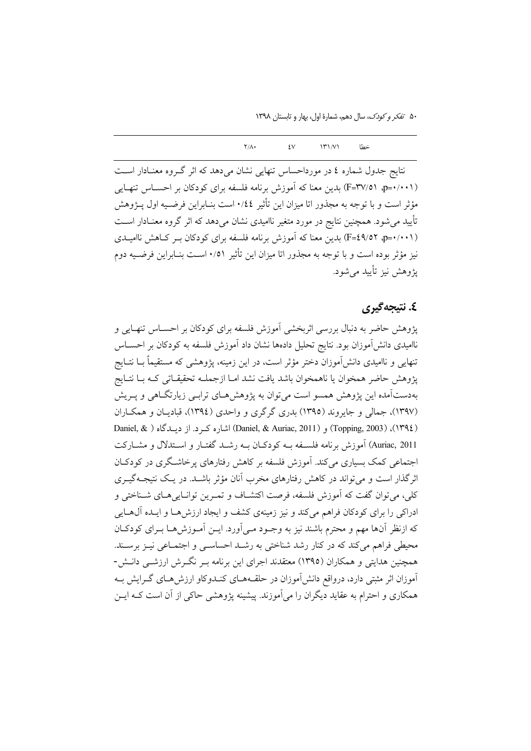| خطا | ۱۳۱/۷۱ | ٤۷ | ۲/۸۰ |
|---|---|---|---|

نتایج جدول شماره ٤ در مورداحساس تنهایی نشان می‌دهد که اثر گـروه معنـادار اسـت (p=۰/۰۰۱ ،F=۳۷/۵۱) بدین معنا که آموزش برنامه فلسفه برای کودکان بر احسـاس تنهـایی مؤثر است و با توجه به مجذور اتا میزان این تأثیر ۰/٤٤ است بنـابراین فرضـیه اول پـژوهش تأیید می‌شود. همچنین نتایج در مورد متغیر ناامیدی نشان می‌دهد که اثر گروه معنـادار اسـت (p=۰/۰۰۱ ،F=٤۹/۵۲) بدین معنا که آموزش برنامه فلسفه برای کودکان بـر کـاهش ناامیـدی نیز مؤثر بوده است و با توجه به مجذور اتا میزان این تأثیر ۰/۵۱ اسـت بنـابراین فرضـیه دوم پژوهش نیز تأیید می‌شود.

## ٤. نتیجه‌گیری

پژوهش حاضر به دنبال بررسی اثربخشی آموزش فلسفه برای کودکان بر احسـاس تنهـایی و ناامیدی دانش‌آموزان بود. نتایج تحلیل داده‌ها نشان داد آموزش فلسفه به کودکان بر احسـاس تنهایی و ناامیدی دانش‌آموزان دختر مؤثر است، در این زمینه، پژوهشی که مستقیماً بـا نتـایج پژوهش حاضر همخوان یا ناهمخوان باشد یافت نشد امـا ازجملـه تحقیقـاتی کـه بـا نتـایج به‌دست‌آمده این پژوهش همسو است می‌توان به پژوهش‌هـای ترابـی زیارتگـاهی و پـریش (۱۳۹۷)، جمالی و جایروند (۱۳۹۵) بدری گرگری و واحدی (۱۳۹٤)، قبادیـان و همکـاران (۱۳۹٤)، (Topping, 2003) و (Daniel, & Auriac, 2011) اشاره کـرد. از دیـدگاه (Daniel, & Auriac, 2011) آموزش برنامه فلسـفه بـه کودکـان بـه رشـد گفتـار و اسـتدلال و مشـارکت اجتماعی کمک بسیاری می‌کند. آموزش فلسفه بر کاهش رفتارهای پرخاشـگری در کودکـان اثرگذار است و می‌تواند در کاهش رفتارهای مخرب آنان مؤثر باشـد. در یـک نتیجـه‌گیـری کلی، می‌توان گفت که آموزش فلسفه، فرصت اکتشـاف و تمـرین توانـایی‌هـای شـناختی و ادراکی را برای کودکان فراهم می‌کند و نیز زمینه‌ی کشف و ایجاد ارزش‌هـا و ایـده آل‌هـایی که ازنظر آن‌ها مهم و محترم باشند نیز به وجـود مـی‌آورد. ایـن آمـوزش‌هـا بـرای کودکـان محیطی فراهم می‌کند که در کنار رشد شناختی به رشـد احساسـی و اجتمـاعی نیـز برسـند. همچنین هدایتی و همکاران (۱۳۹۵) معتقدند اجرای این برنامه بـر نگـرش ارزشـی دانـش-آموزان اثر مثبتی دارد، درواقع دانش‌آموزان در حلقـه‌هـای کنـدوکاو ارزش‌هـای گـرایش بـه همکاری و احترام به عقاید دیگران را می‌آموزند. پیشینه پژوهشی حاکی از آن است کـه ایـن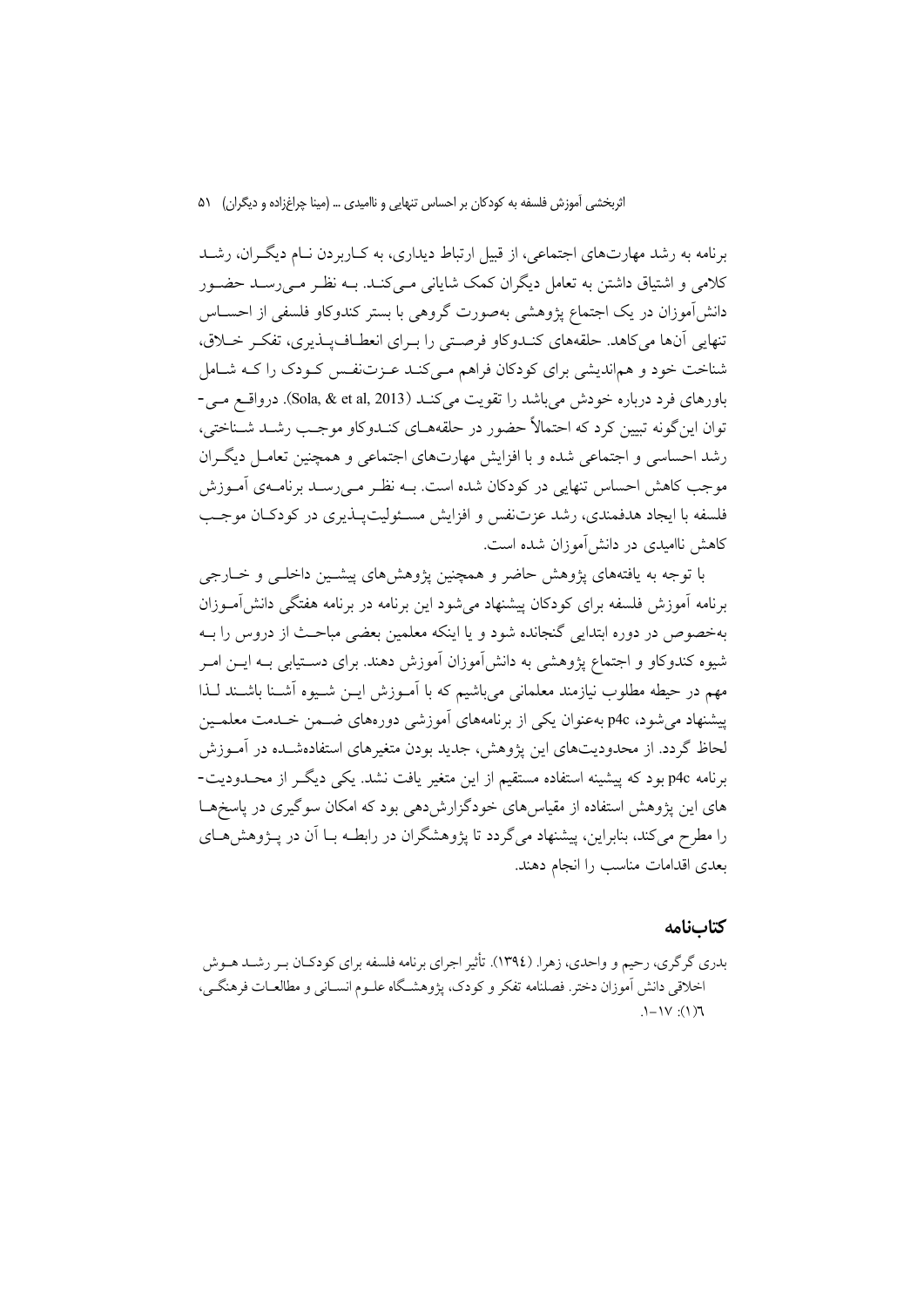برنامه به رشد مهارت‌های اجتماعی، از قبیل ارتباط دیداری، به کاربردن نام دیگران، رشد کلامی و اشتیاق داشتن به تعامل دیگران کمک شایانی می‌کند. به نظر می‌رسد حضور دانش‌آموزان در یک اجتماع پژوهشی به‌صورت گروهی با بستر کندوکاو فلسفی از احساس تنهایی آن‌ها می‌کاهد. حلقه‌های کندوکاو فرصتی را برای انعطاف‌پذیری، تفکر خلاق، شناخت خود و هم‌اندیشی برای کودکان فراهم می‌کند عزت‌نفس کودک را که شامل باورهای فرد درباره خودش می‌باشد را تقویت می‌کند (Sola, & et al, 2013). درواقع می‌توان این‌گونه تبیین کرد که احتمالاً حضور در حلقه‌های کندوکاو موجب رشد شناختی، رشد احساسی و اجتماعی شده و با افزایش مهارت‌های اجتماعی و همچنین تعامل دیگران موجب کاهش احساس تنهایی در کودکان شده است. به نظر می‌رسد برنامه‌ی آموزش فلسفه با ایجاد هدفمندی، رشد عزت‌نفس و افزایش مسئولیت‌پذیری در کودکان موجب کاهش ناامیدی در دانش‌آموزان شده است.

با توجه به یافته‌های پژوهش حاضر و همچنین پژوهش‌های پیشین داخلی و خارجی برنامه آموزش فلسفه برای کودکان پیشنهاد می‌شود این برنامه در برنامه هفتگی دانش‌آموزان به‌خصوص در دوره ابتدایی گنجانده شود و یا اینکه معلمین بعضی مباحث از دروس را به شیوه کندوکاو و اجتماع پژوهشی به دانش‌آموزان آموزش دهند. برای دستیابی به این امر مهم در حیطه مطلوب نیازمند معلمانی می‌باشیم که با آموزش این شیوه آشنا باشند لذا پیشنهاد می‌شود، p4c به‌عنوان یکی از برنامه‌های آموزشی دوره‌های ضمن خدمت معلمین لحاظ گردد. از محدودیت‌های این پژوهش، جدید بودن متغیرهای استفاده‌شده در آموزش برنامه p4c بود که پیشینه استفاده مستقیم از این متغیر یافت نشد. یکی دیگر از محدودیت‌های این پژوهش استفاده از مقیاس‌های خودگزارش‌دهی بود که امکان سوگیری در پاسخ‌ها را مطرح می‌کند، بنابراین، پیشنهاد می‌گردد تا پژوهشگران در رابطه با آن در پژوهش‌های بعدی اقدامات مناسب را انجام دهند.

## کتاب‌نامه

بدری گرگری، رحیم و واحدی، زهرا. (۱۳۹٤). تأثیر اجرای برنامه فلسفه برای کودکان بر رشد هوش اخلاقی دانش آموزان دختر. فصلنامه تفکر و کودک، پژوهشگاه علوم انسانی و مطالعات فرهنگی، ٦(۱): ۱۷-۱.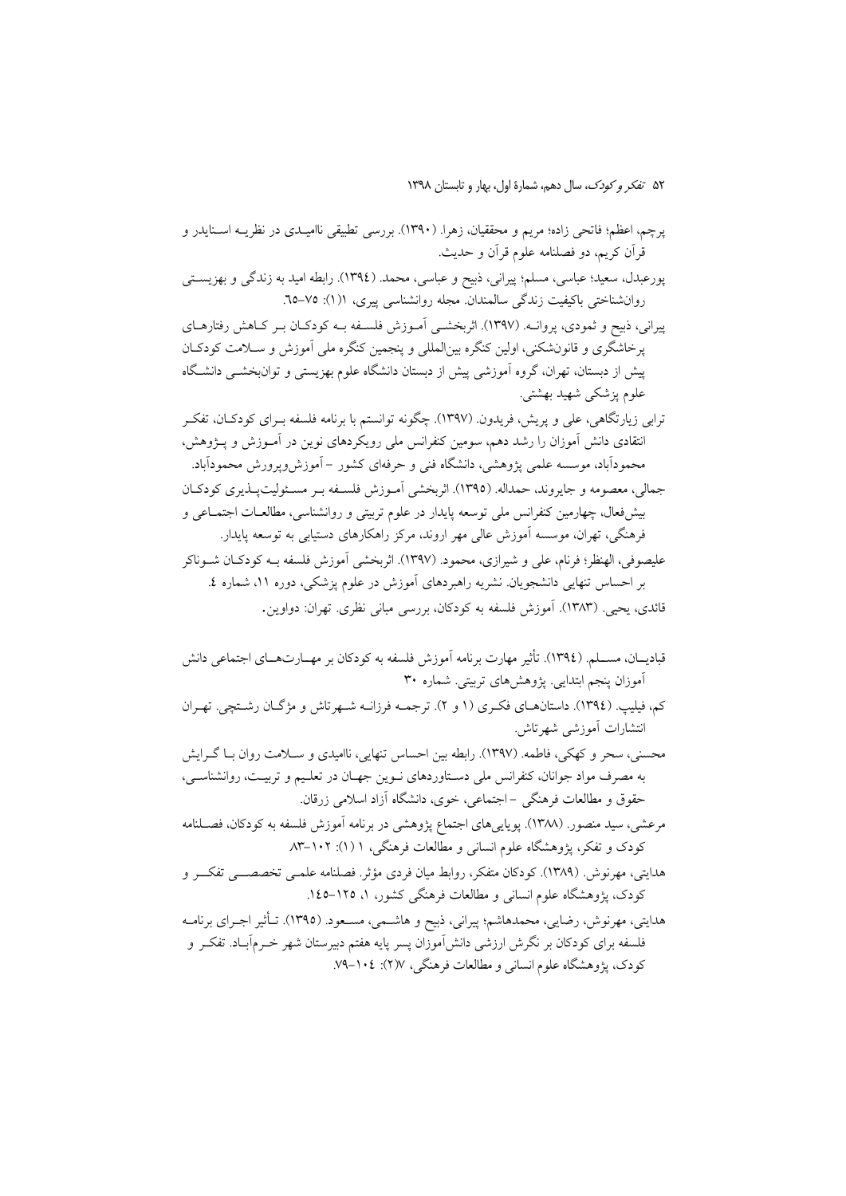پرچم، اعظم؛ فاتحی زاده؛ مریم و محققیان، زهرا. (۱۳۹۰). بررسی تطبیقی ناامیدی در نظریه اسنایدر و قرآن کریم، دو فصلنامه علوم قرآن و حدیث.

پورعبدل، سعید؛ عباسی، مسلم؛ پیرانی، ذبیح و عباسی، محمد. (۱۳۹٤). رابطه امید به زندگی و بهزیستی روانشناختی باکیفیت زندگی سالمندان. مجله روانشناسی پیری، ۱(۱): ۷۵-٦۵.

پیرانی، ذبیح و ثمودی، پروانه. (۱۳۹۷). اثربخشی آموزش فلسفه به کودکان بر کاهش رفتارهای پرخاشگری و قانون‌شکنی، اولین کنگره بین‌المللی و پنجمین کنگره ملی آموزش و سلامت کودکان پیش از دبستان، تهران، گروه آموزشی پیش از دبستان دانشگاه علوم بهزیستی و توانبخشی دانشگاه علوم پزشکی شهید بهشتی.

ترابی زیارتگاهی، علی و پریش، فریدون. (۱۳۹۷). چگونه توانستم با برنامه فلسفه برای کودکان، تفکر انتقادی دانش آموزان را رشد دهم، سومین کنفرانس ملی رویکردهای نوین در آموزش و پژوهش، محمودآباد، موسسه علمی پژوهشی، دانشگاه فنی و حرفه‌ای کشور - آموزش‌وپرورش محمودآباد.

جمالی، معصومه و جایروند، حمداله. (۱۳۹۵). اثربخشی آموزش فلسفه بر مسئولیت‌پذیری کودکان بیش‌فعال، چهارمین کنفرانس ملی توسعه پایدار در علوم تربیتی و روانشناسی، مطالعات اجتماعی و فرهنگی، تهران، موسسه آموزش عالی مهر اروند، مرکز راهکارهای دستیابی به توسعه پایدار.

علیصوفی، الهنظر؛ فرنام، علی و شیرازی، محمود. (۱۳۹۷). اثربخشی آموزش فلسفه به کودکان شوناکر بر احساس تنهایی دانشجویان. نشریه راهبردهای آموزش در علوم پزشکی، دوره ۱۱، شماره ٤.

قائدی، یحیی. (۱۳۸۳). آموزش فلسفه به کودکان، بررسی مبانی نظری. تهران: دواوین.

قبادیان، مسلم. (۱۳۹٤). تأثیر مهارت برنامه آموزش فلسفه به کودکان بر مهارت‌های اجتماعی دانش آموزان پنجم ابتدایی. پژوهش‌های تربیتی. شماره ۳۰

کم، فیلیپ. (۱۳۹٤). داستان‌های فکری (۱ و ۲). ترجمه فرزانه شهرتاش و مژگان رشتچی. تهران انتشارات آموزشی شهرتاش.

محسنی، سحر و کهکی، فاطمه. (۱۳۹۷). رابطه بین احساس تنهایی، ناامیدی و سلامت روان با گرایش به مصرف مواد جوانان، کنفرانس ملی دستاوردهای نوین جهان در تعلیم و تربیت، روانشناسی، حقوق و مطالعات فرهنگی - اجتماعی، خوی، دانشگاه آزاد اسلامی زرقان.

مرعشی، سید منصور. (۱۳۸۸). پویایی‌های اجتماع پژوهشی در برنامه آموزش فلسفه به کودکان، فصلنامه کودک و تفکر، پژوهشگاه علوم انسانی و مطالعات فرهنگی، ۱ (۱): ۱۰۲-۸۳

هدایتی، مهرنوش. (۱۳۸۹). کودکان متفکر، روابط میان فردی مؤثر. فصلنامه علمی تخصصی تفکر و کودک، پژوهشگاه علوم انسانی و مطالعات فرهنگی کشور، ۱، ۱۲۵-۱٤۵.

هدایتی، مهرنوش، رضایی، محمدهاشم؛ پیرانی، ذبیح و هاشمی، مسعود. (۱۳۹۵). تأثیر اجرای برنامه فلسفه برای کودکان بر نگرش ارزشی دانش‌آموزان پسر پایه هفتم دبیرستان شهر خرم‌آباد. تفکر و کودک، پژوهشگاه علوم انسانی و مطالعات فرهنگی، ۷(۲): ۱۰٤-۷۹.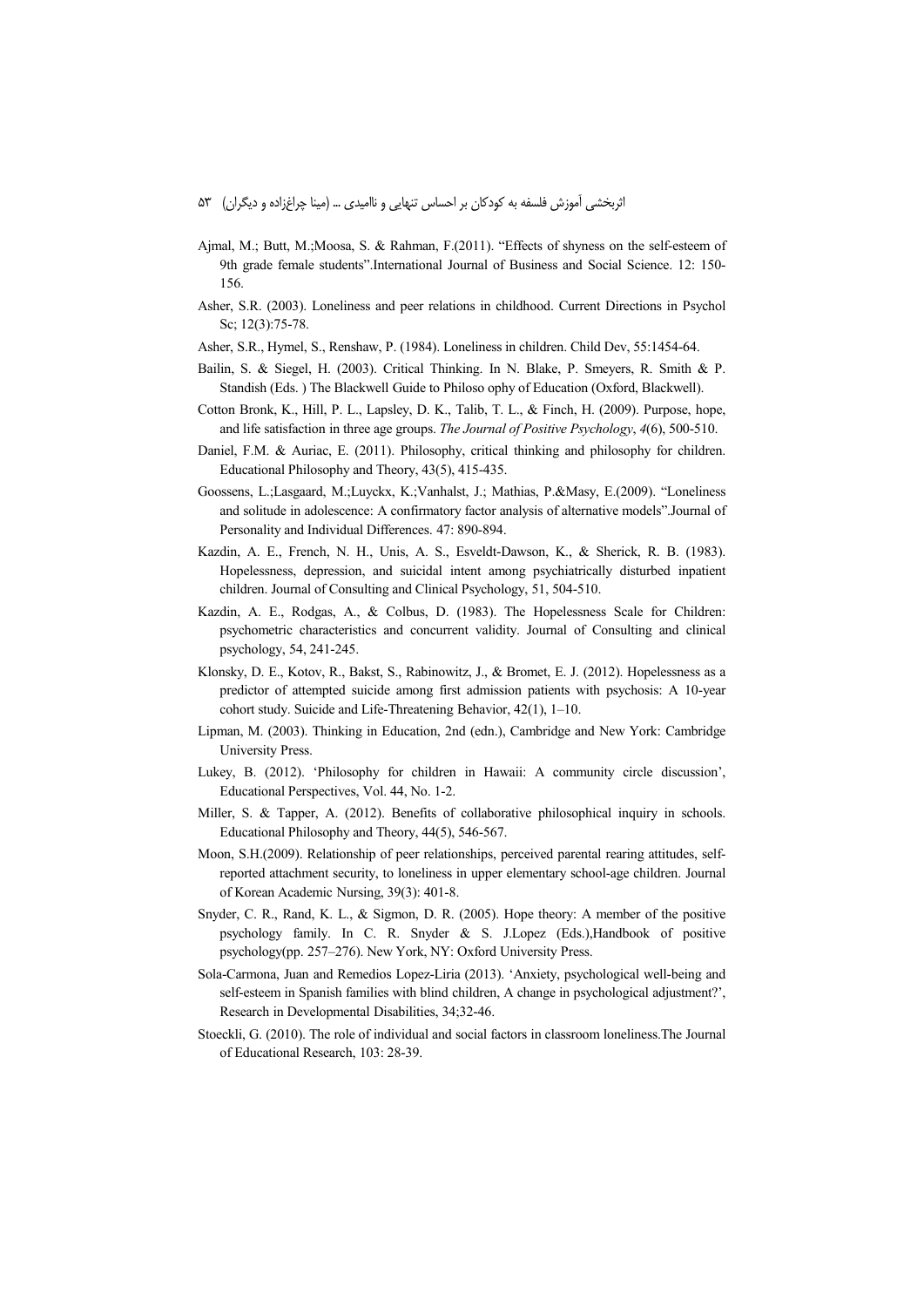Ajmal, M.; Butt, M.;Moosa, S. & Rahman, F.(2011). "Effects of shyness on the self-esteem of 9th grade female students".International Journal of Business and Social Science. 12: 150-156.

Asher, S.R. (2003). Loneliness and peer relations in childhood. Current Directions in Psychol Sc; 12(3):75-78.

Asher, S.R., Hymel, S., Renshaw, P. (1984). Loneliness in children. Child Dev, 55:1454-64.

Bailin, S. & Siegel, H. (2003). Critical Thinking. In N. Blake, P. Smeyers, R. Smith & P. Standish (Eds. ) The Blackwell Guide to Philoso ophy of Education (Oxford, Blackwell).

Cotton Bronk, K., Hill, P. L., Lapsley, D. K., Talib, T. L., & Finch, H. (2009). Purpose, hope, and life satisfaction in three age groups. *The Journal of Positive Psychology*, *4*(6), 500-510.

Daniel, F.M. & Auriac, E. (2011). Philosophy, critical thinking and philosophy for children. Educational Philosophy and Theory, 43(5), 415-435.

Goossens, L.;Lasgaard, M.;Luyckx, K.;Vanhalst, J.; Mathias, P.&Masy, E.(2009). "Loneliness and solitude in adolescence: A confirmatory factor analysis of alternative models".Journal of Personality and Individual Differences. 47: 890-894.

Kazdin, A. E., French, N. H., Unis, A. S., Esveldt-Dawson, K., & Sherick, R. B. (1983). Hopelessness, depression, and suicidal intent among psychiatrically disturbed inpatient children. Journal of Consulting and Clinical Psychology, 51, 504-510.

Kazdin, A. E., Rodgas, A., & Colbus, D. (1983). The Hopelessness Scale for Children: psychometric characteristics and concurrent validity. Journal of Consulting and clinical psychology, 54, 241-245.

Klonsky, D. E., Kotov, R., Bakst, S., Rabinowitz, J., & Bromet, E. J. (2012). Hopelessness as a predictor of attempted suicide among first admission patients with psychosis: A 10-year cohort study. Suicide and Life-Threatening Behavior, 42(1), 1–10.

Lipman, M. (2003). Thinking in Education, 2nd (edn.), Cambridge and New York: Cambridge University Press.

Lukey, B. (2012). 'Philosophy for children in Hawaii: A community circle discussion', Educational Perspectives, Vol. 44, No. 1-2.

Miller, S. & Tapper, A. (2012). Benefits of collaborative philosophical inquiry in schools. Educational Philosophy and Theory, 44(5), 546-567.

Moon, S.H.(2009). Relationship of peer relationships, perceived parental rearing attitudes, self-reported attachment security, to loneliness in upper elementary school-age children. Journal of Korean Academic Nursing, 39(3): 401-8.

Snyder, C. R., Rand, K. L., & Sigmon, D. R. (2005). Hope theory: A member of the positive psychology family. In C. R. Snyder & S. J.Lopez (Eds.),Handbook of positive psychology(pp. 257–276). New York, NY: Oxford University Press.

Sola-Carmona, Juan and Remedios Lopez-Liria (2013). 'Anxiety, psychological well-being and self-esteem in Spanish families with blind children, A change in psychological adjustment?', Research in Developmental Disabilities, 34;32-46.

Stoeckli, G. (2010). The role of individual and social factors in classroom loneliness.The Journal of Educational Research, 103: 28-39.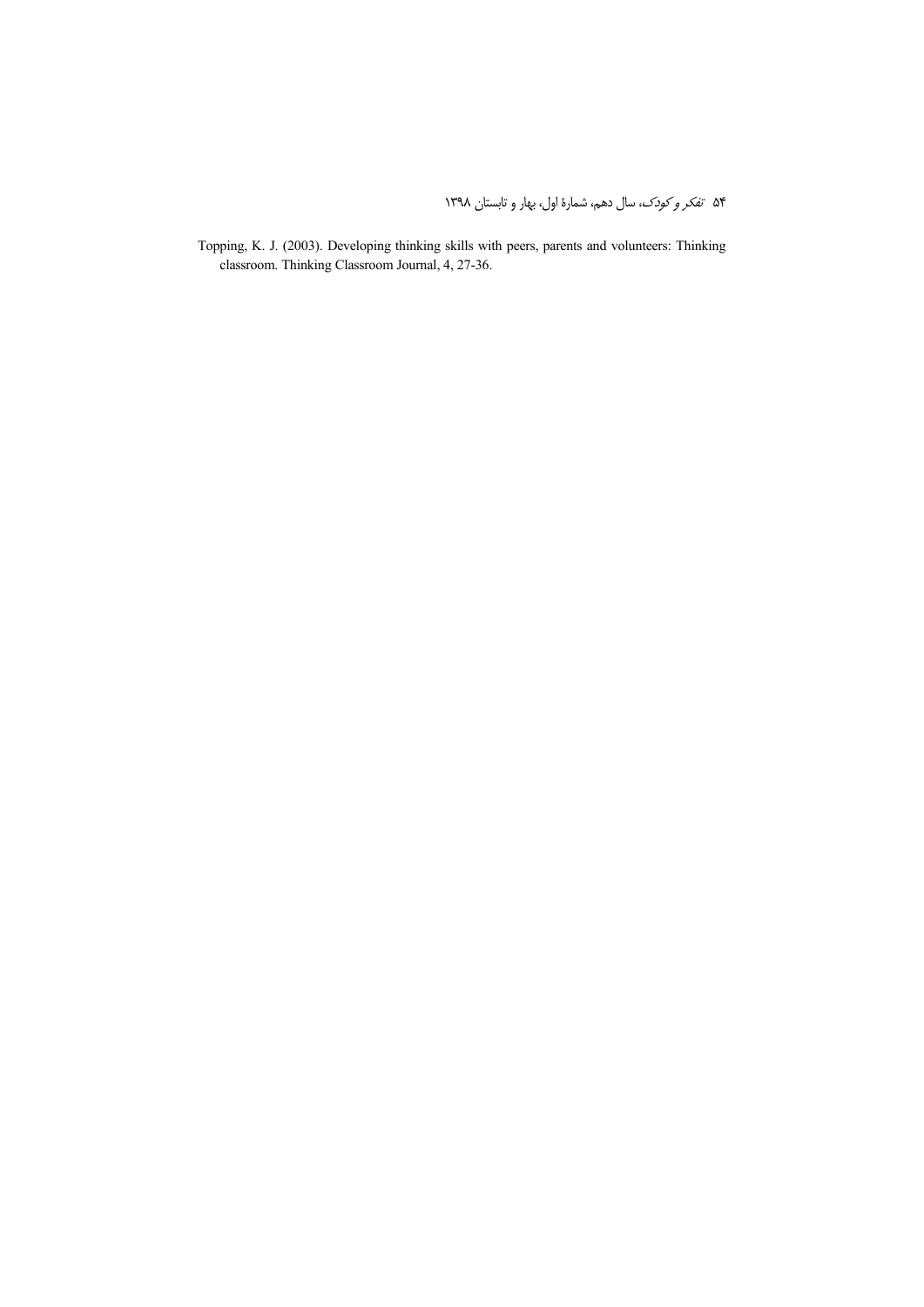Topping, K. J. (2003). Developing thinking skills with peers, parents and volunteers: Thinking classroom. Thinking Classroom Journal, 4, 27-36.